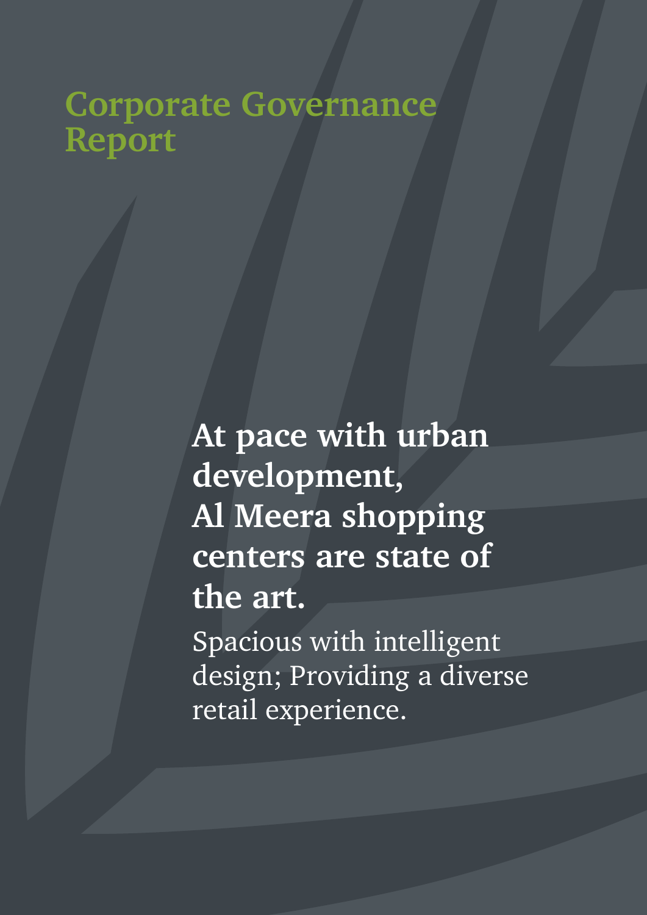# Corporate Governance Report

**At pace with urban development, Al Meera shopping centers are state of the art.**

Spacious with intelligent design; Providing a diverse retail experience.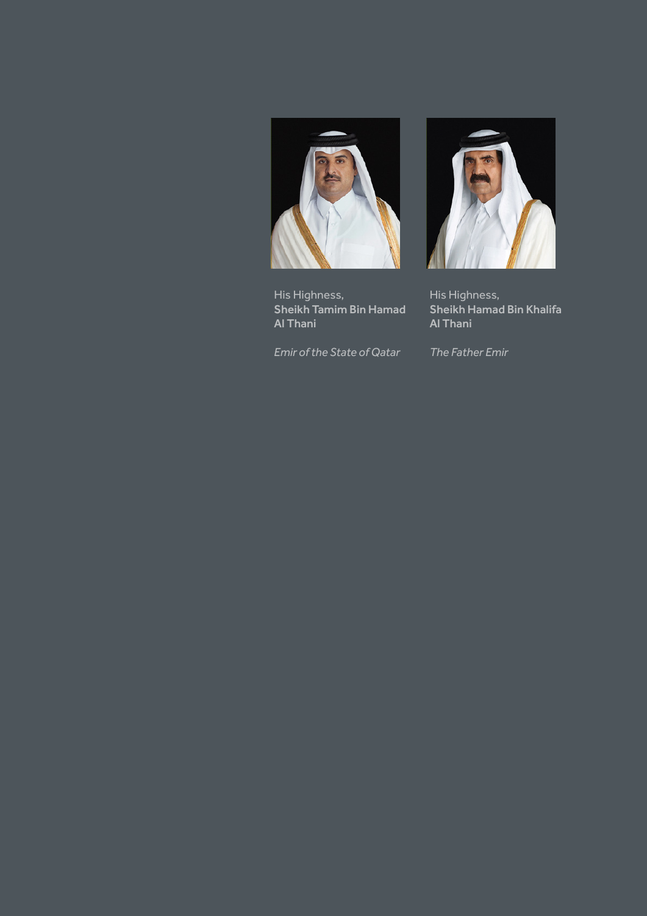His Highness,
**Sheikh Tamim Bin Hamad Al Thani**

*Emir of the State of Qatar*

His Highness,
**Sheikh Hamad Bin Khalifa Al Thani**

*The Father Emir*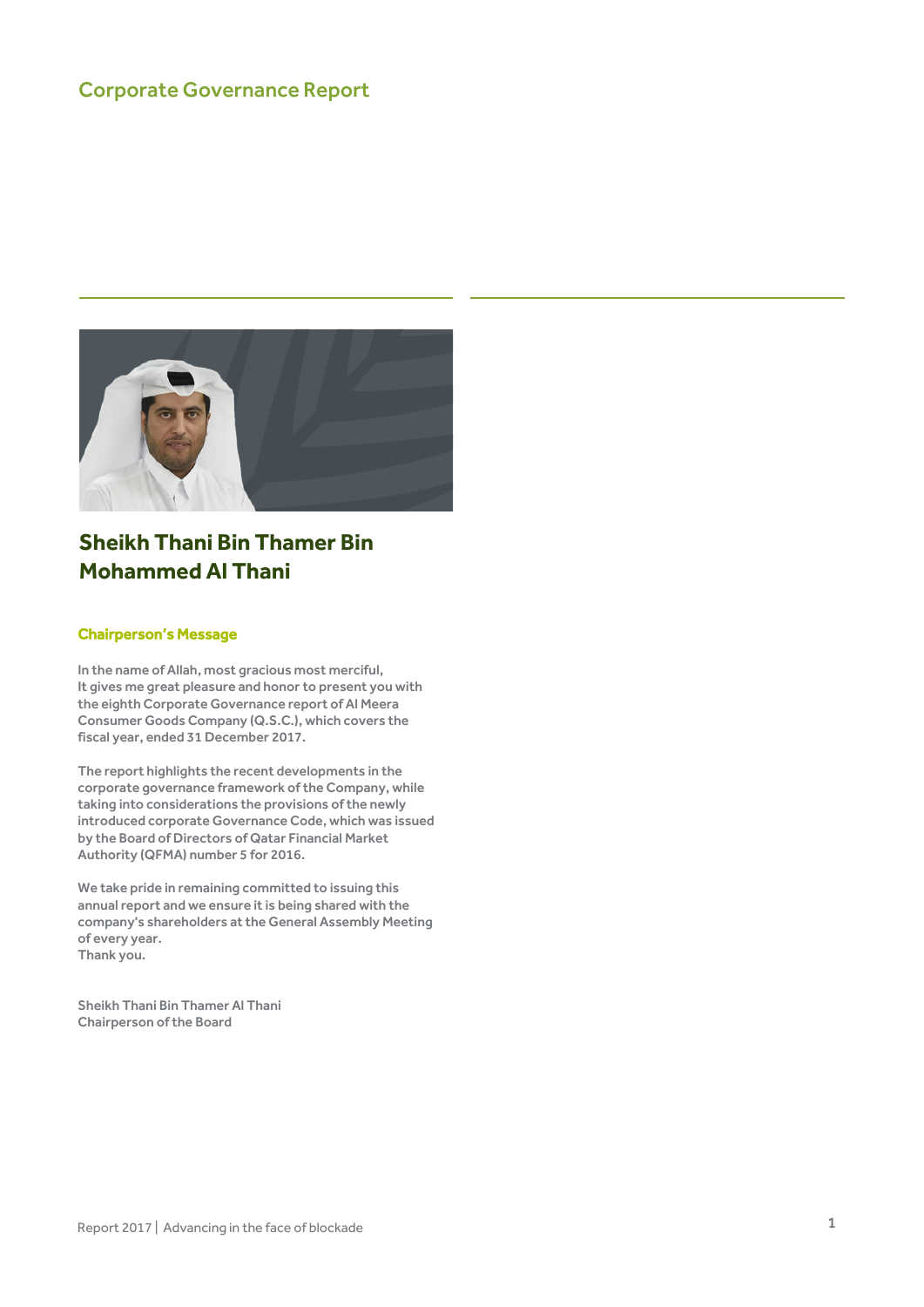# Corporate Governance Report

## Sheikh Thani Bin Thamer Bin Mohammed Al Thani

### Chairperson's Message

In the name of Allah, most gracious most merciful,
It gives me great pleasure and honor to present you with the eighth Corporate Governance report of Al Meera Consumer Goods Company (Q.S.C.), which covers the fiscal year, ended 31 December 2017.

The report highlights the recent developments in the corporate governance framework of the Company, while taking into considerations the provisions of the newly introduced corporate Governance Code, which was issued by the Board of Directors of Qatar Financial Market Authority (QFMA) number 5 for 2016.

We take pride in remaining committed to issuing this annual report and we ensure it is being shared with the company's shareholders at the General Assembly Meeting of every year.
Thank you.

Sheikh Thani Bin Thamer Al Thani
Chairperson of the Board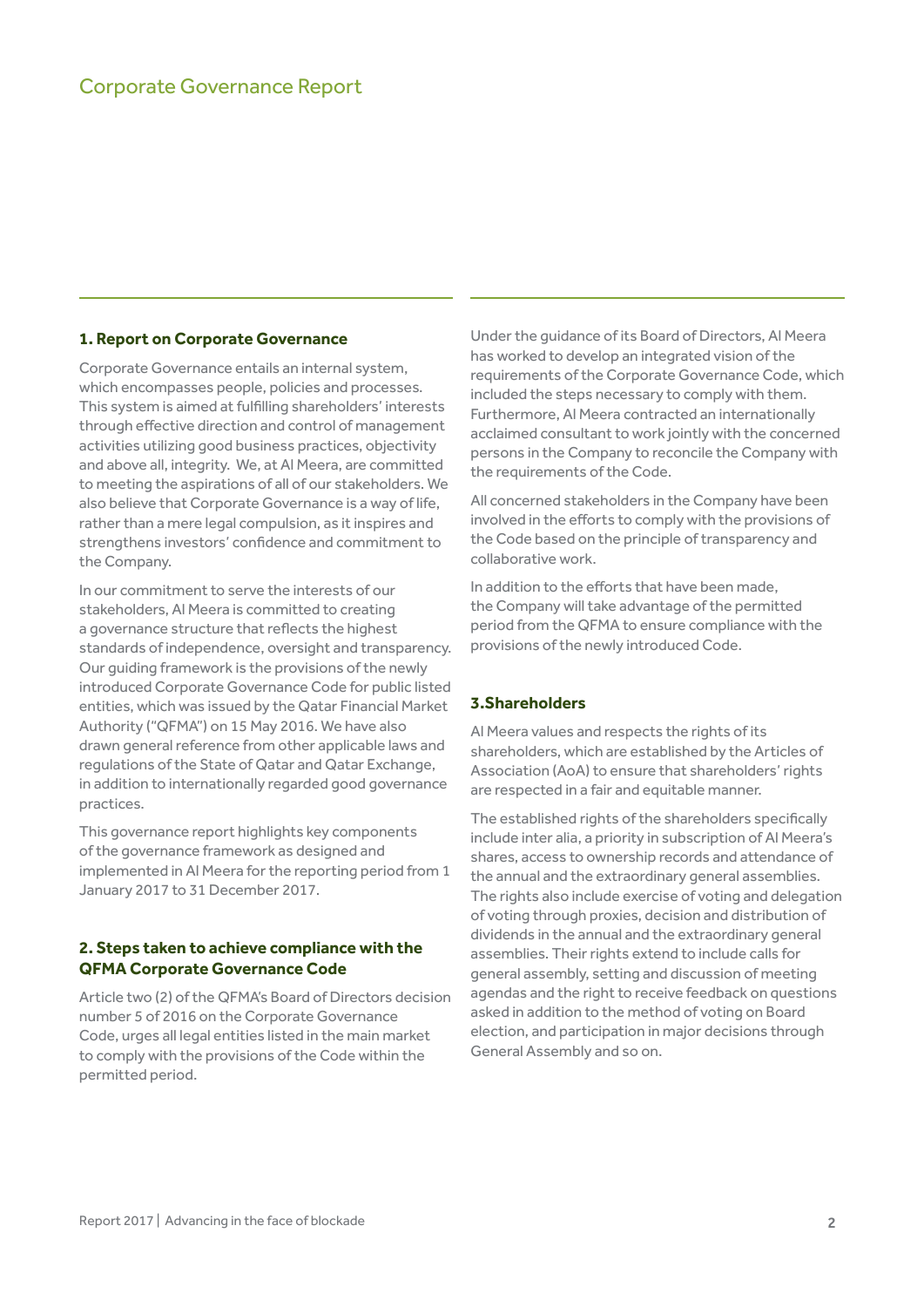# Corporate Governance Report

## 1. Report on Corporate Governance

Corporate Governance entails an internal system, which encompasses people, policies and processes. This system is aimed at fulfilling shareholders' interests through effective direction and control of management activities utilizing good business practices, objectivity and above all, integrity. We, at Al Meera, are committed to meeting the aspirations of all of our stakeholders. We also believe that Corporate Governance is a way of life, rather than a mere legal compulsion, as it inspires and strengthens investors' confidence and commitment to the Company.

In our commitment to serve the interests of our stakeholders, Al Meera is committed to creating a governance structure that reflects the highest standards of independence, oversight and transparency. Our guiding framework is the provisions of the newly introduced Corporate Governance Code for public listed entities, which was issued by the Qatar Financial Market Authority ("QFMA") on 15 May 2016. We have also drawn general reference from other applicable laws and regulations of the State of Qatar and Qatar Exchange, in addition to internationally regarded good governance practices.

This governance report highlights key components of the governance framework as designed and implemented in Al Meera for the reporting period from 1 January 2017 to 31 December 2017.

## 2. Steps taken to achieve compliance with the QFMA Corporate Governance Code

Article two (2) of the QFMA's Board of Directors decision number 5 of 2016 on the Corporate Governance Code, urges all legal entities listed in the main market to comply with the provisions of the Code within the permitted period.

Under the guidance of its Board of Directors, Al Meera has worked to develop an integrated vision of the requirements of the Corporate Governance Code, which included the steps necessary to comply with them. Furthermore, Al Meera contracted an internationally acclaimed consultant to work jointly with the concerned persons in the Company to reconcile the Company with the requirements of the Code.

All concerned stakeholders in the Company have been involved in the efforts to comply with the provisions of the Code based on the principle of transparency and collaborative work.

In addition to the efforts that have been made, the Company will take advantage of the permitted period from the QFMA to ensure compliance with the provisions of the newly introduced Code.

## 3.Shareholders

Al Meera values and respects the rights of its shareholders, which are established by the Articles of Association (AoA) to ensure that shareholders' rights are respected in a fair and equitable manner.

The established rights of the shareholders specifically include inter alia, a priority in subscription of Al Meera's shares, access to ownership records and attendance of the annual and the extraordinary general assemblies. The rights also include exercise of voting and delegation of voting through proxies, decision and distribution of dividends in the annual and the extraordinary general assemblies. Their rights extend to include calls for general assembly, setting and discussion of meeting agendas and the right to receive feedback on questions asked in addition to the method of voting on Board election, and participation in major decisions through General Assembly and so on.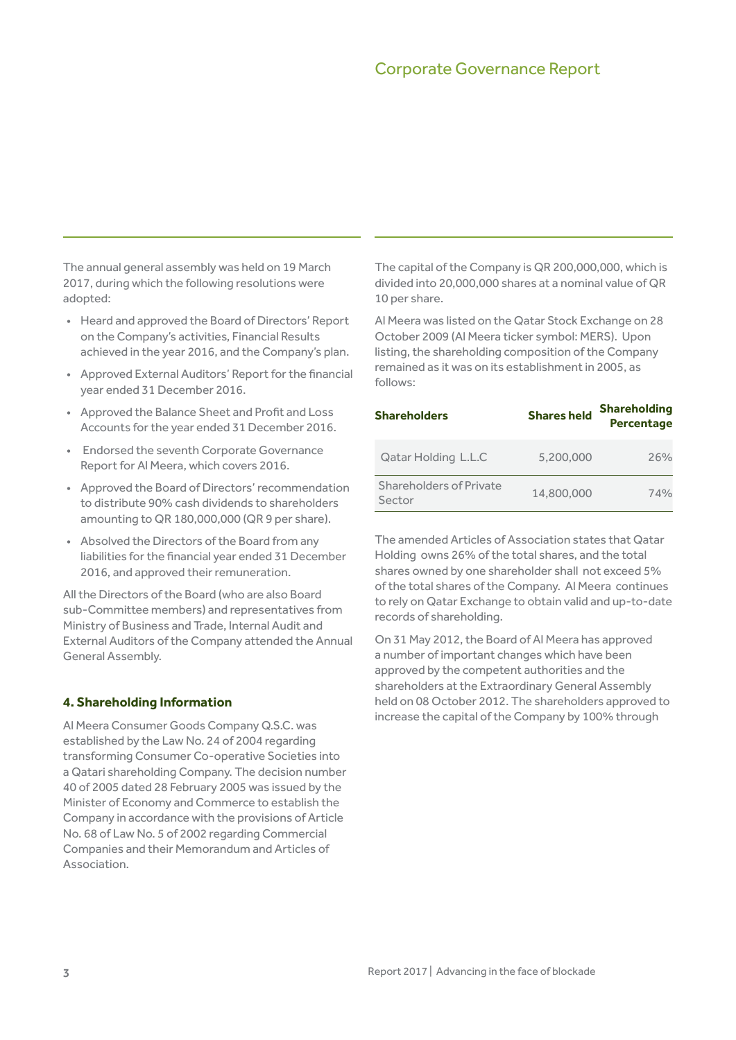The annual general assembly was held on 19 March 2017, during which the following resolutions were adopted:

- Heard and approved the Board of Directors' Report on the Company's activities, Financial Results achieved in the year 2016, and the Company's plan.
- Approved External Auditors' Report for the financial year ended 31 December 2016.
- Approved the Balance Sheet and Profit and Loss Accounts for the year ended 31 December 2016.
- Endorsed the seventh Corporate Governance Report for Al Meera, which covers 2016.
- Approved the Board of Directors' recommendation to distribute 90% cash dividends to shareholders amounting to QR 180,000,000 (QR 9 per share).
- Absolved the Directors of the Board from any liabilities for the financial year ended 31 December 2016, and approved their remuneration.

All the Directors of the Board (who are also Board sub-Committee members) and representatives from Ministry of Business and Trade, Internal Audit and External Auditors of the Company attended the Annual General Assembly.

## 4. Shareholding Information

Al Meera Consumer Goods Company Q.S.C. was established by the Law No. 24 of 2004 regarding transforming Consumer Co-operative Societies into a Qatari shareholding Company. The decision number 40 of 2005 dated 28 February 2005 was issued by the Minister of Economy and Commerce to establish the Company in accordance with the provisions of Article No. 68 of Law No. 5 of 2002 regarding Commercial Companies and their Memorandum and Articles of Association.

The capital of the Company is QR 200,000,000, which is divided into 20,000,000 shares at a nominal value of QR 10 per share.

Al Meera was listed on the Qatar Stock Exchange on 28 October 2009 (Al Meera ticker symbol: MERS). Upon listing, the shareholding composition of the Company remained as it was on its establishment in 2005, as follows:

| Shareholders | Shares held | Shareholding Percentage |
|---|---|---|
| Qatar Holding L.L.C | 5,200,000 | 26% |
| Shareholders of Private Sector | 14,800,000 | 74% |

The amended Articles of Association states that Qatar Holding owns 26% of the total shares, and the total shares owned by one shareholder shall not exceed 5% of the total shares of the Company. Al Meera continues to rely on Qatar Exchange to obtain valid and up-to-date records of shareholding.

On 31 May 2012, the Board of Al Meera has approved a number of important changes which have been approved by the competent authorities and the shareholders at the Extraordinary General Assembly held on 08 October 2012. The shareholders approved to increase the capital of the Company by 100% through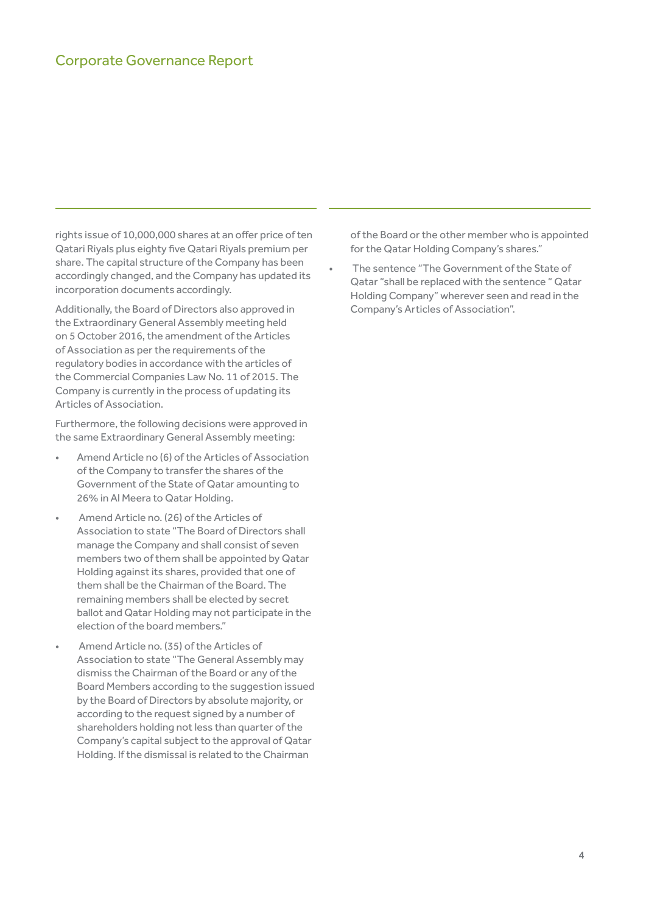rights issue of 10,000,000 shares at an offer price of ten Qatari Riyals plus eighty five Qatari Riyals premium per share. The capital structure of the Company has been accordingly changed, and the Company has updated its incorporation documents accordingly.

Additionally, the Board of Directors also approved in the Extraordinary General Assembly meeting held on 5 October 2016, the amendment of the Articles of Association as per the requirements of the regulatory bodies in accordance with the articles of the Commercial Companies Law No. 11 of 2015. The Company is currently in the process of updating its Articles of Association.

Furthermore, the following decisions were approved in the same Extraordinary General Assembly meeting:

- Amend Article no (6) of the Articles of Association of the Company to transfer the shares of the Government of the State of Qatar amounting to 26% in Al Meera to Qatar Holding.
- Amend Article no. (26) of the Articles of Association to state "The Board of Directors shall manage the Company and shall consist of seven members two of them shall be appointed by Qatar Holding against its shares, provided that one of them shall be the Chairman of the Board. The remaining members shall be elected by secret ballot and Qatar Holding may not participate in the election of the board members."
- Amend Article no. (35) of the Articles of Association to state "The General Assembly may dismiss the Chairman of the Board or any of the Board Members according to the suggestion issued by the Board of Directors by absolute majority, or according to the request signed by a number of shareholders holding not less than quarter of the Company's capital subject to the approval of Qatar Holding. If the dismissal is related to the Chairman of the Board or the other member who is appointed for the Qatar Holding Company's shares."
- The sentence "The Government of the State of Qatar "shall be replaced with the sentence " Qatar Holding Company" wherever seen and read in the Company's Articles of Association".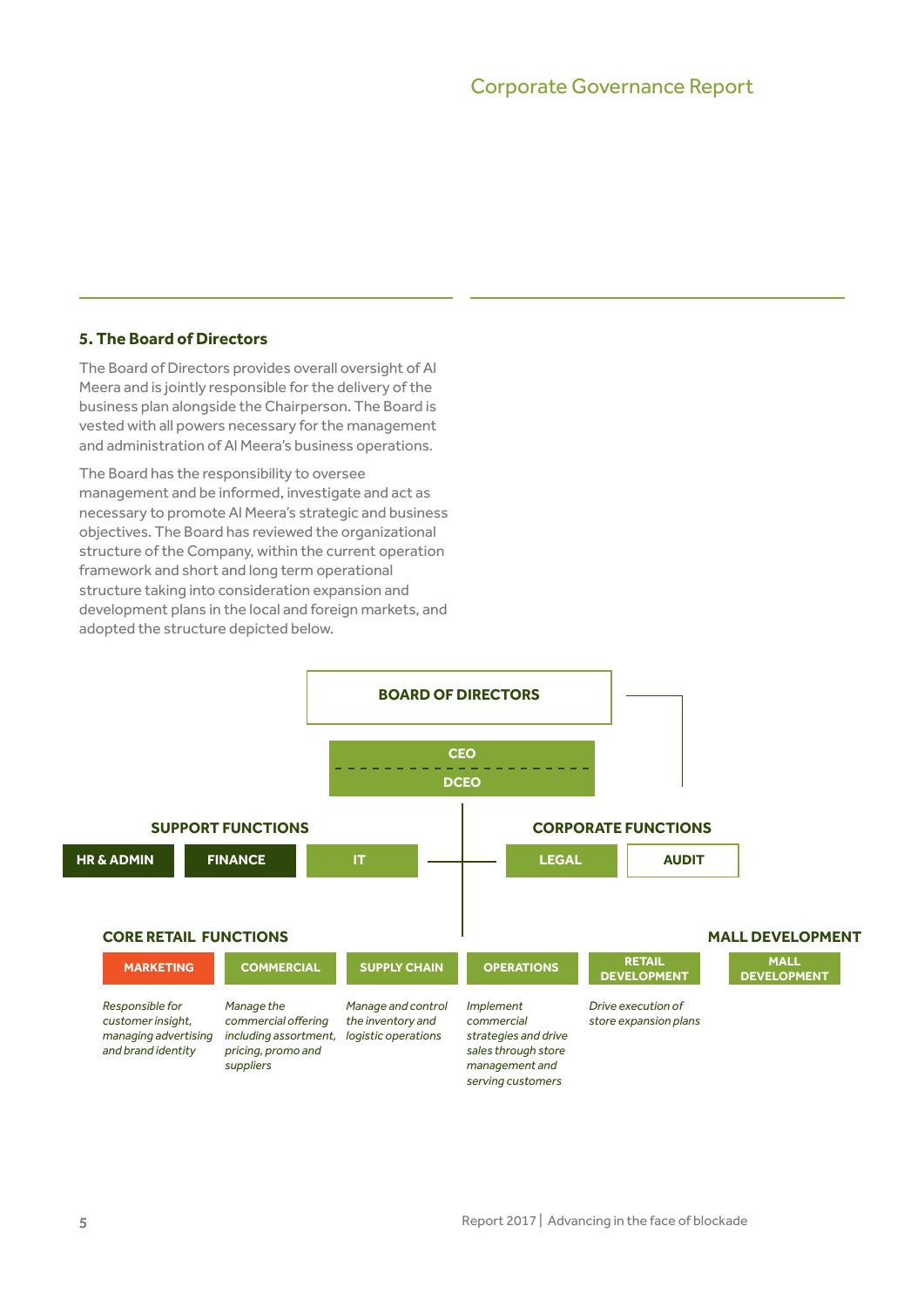## 5. The Board of Directors

The Board of Directors provides overall oversight of Al Meera and is jointly responsible for the delivery of the business plan alongside the Chairperson. The Board is vested with all powers necessary for the management and administration of Al Meera's business operations.

The Board has the responsibility to oversee management and be informed, investigate and act as necessary to promote Al Meera's strategic and business objectives. The Board has reviewed the organizational structure of the Company, within the current operation framework and short and long term operational structure taking into consideration expansion and development plans in the local and foreign markets, and adopted the structure depicted below.

**BOARD OF DIRECTORS**

**CEO**

**DCEO**

**SUPPORT FUNCTIONS**

- HR & ADMIN
- FINANCE
- IT

**CORPORATE FUNCTIONS**

- LEGAL
- AUDIT

**CORE RETAIL FUNCTIONS**

- **MARKETING** – *Responsible for customer insight, managing advertising and brand identity*
- **COMMERCIAL** – *Manage the commercial offering including assortment, pricing, promo and suppliers*
- **SUPPLY CHAIN** – *Manage and control the inventory and logistic operations*
- **OPERATIONS** – *Implement commercial strategies and drive sales through store management and serving customers*
- **RETAIL DEVELOPMENT** – *Drive execution of store expansion plans*

**MALL DEVELOPMENT**

- MALL DEVELOPMENT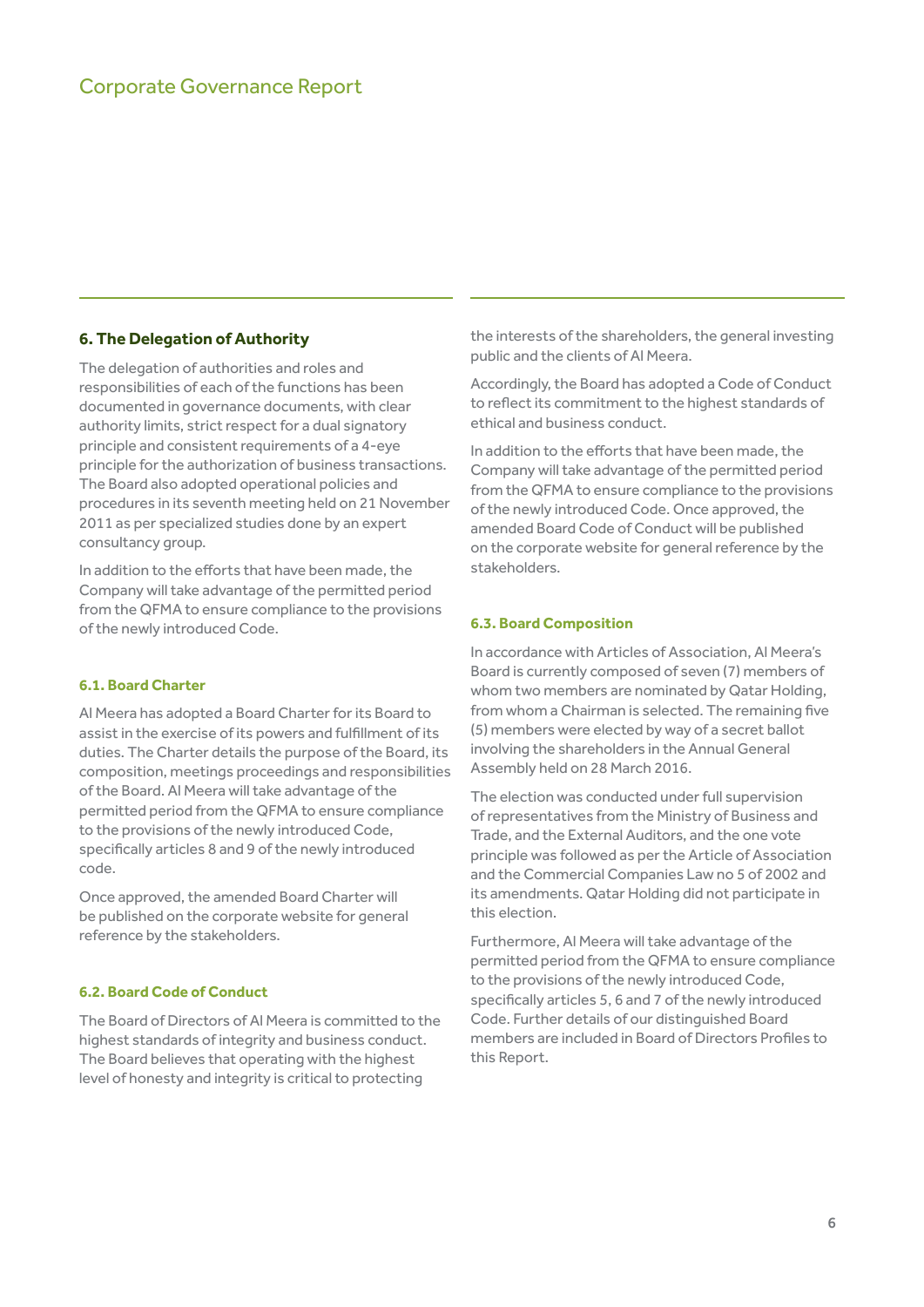## 6. The Delegation of Authority

The delegation of authorities and roles and responsibilities of each of the functions has been documented in governance documents, with clear authority limits, strict respect for a dual signatory principle and consistent requirements of a 4-eye principle for the authorization of business transactions. The Board also adopted operational policies and procedures in its seventh meeting held on 21 November 2011 as per specialized studies done by an expert consultancy group.

In addition to the efforts that have been made, the Company will take advantage of the permitted period from the QFMA to ensure compliance to the provisions of the newly introduced Code.

### 6.1. Board Charter

Al Meera has adopted a Board Charter for its Board to assist in the exercise of its powers and fulfillment of its duties. The Charter details the purpose of the Board, its composition, meetings proceedings and responsibilities of the Board. Al Meera will take advantage of the permitted period from the QFMA to ensure compliance to the provisions of the newly introduced Code, specifically articles 8 and 9 of the newly introduced code.

Once approved, the amended Board Charter will be published on the corporate website for general reference by the stakeholders.

### 6.2. Board Code of Conduct

The Board of Directors of Al Meera is committed to the highest standards of integrity and business conduct. The Board believes that operating with the highest level of honesty and integrity is critical to protecting the interests of the shareholders, the general investing public and the clients of Al Meera.

Accordingly, the Board has adopted a Code of Conduct to reflect its commitment to the highest standards of ethical and business conduct.

In addition to the efforts that have been made, the Company will take advantage of the permitted period from the QFMA to ensure compliance to the provisions of the newly introduced Code. Once approved, the amended Board Code of Conduct will be published on the corporate website for general reference by the stakeholders.

### 6.3. Board Composition

In accordance with Articles of Association, Al Meera's Board is currently composed of seven (7) members of whom two members are nominated by Qatar Holding, from whom a Chairman is selected. The remaining five (5) members were elected by way of a secret ballot involving the shareholders in the Annual General Assembly held on 28 March 2016.

The election was conducted under full supervision of representatives from the Ministry of Business and Trade, and the External Auditors, and the one vote principle was followed as per the Article of Association and the Commercial Companies Law no 5 of 2002 and its amendments. Qatar Holding did not participate in this election.

Furthermore, Al Meera will take advantage of the permitted period from the QFMA to ensure compliance to the provisions of the newly introduced Code, specifically articles 5, 6 and 7 of the newly introduced Code. Further details of our distinguished Board members are included in Board of Directors Profiles to this Report.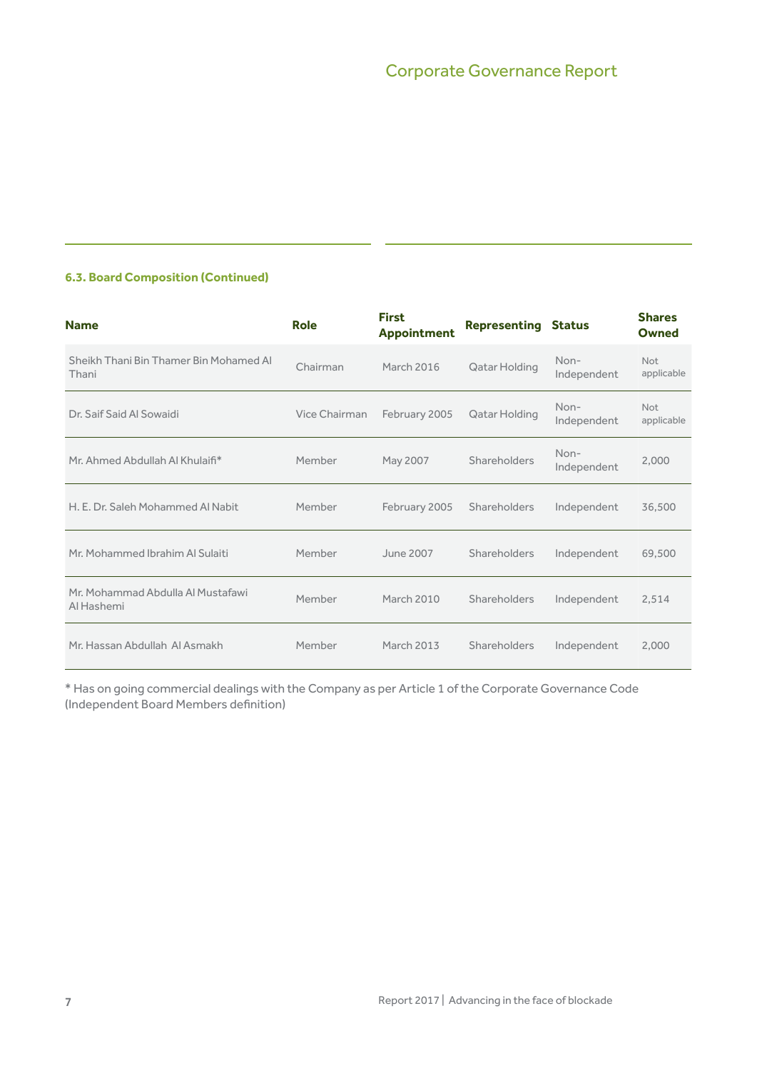#### 6.3. Board Composition (Continued)

| Name | Role | First Appointment | Representing | Status | Shares Owned |
|---|---|---|---|---|---|
| Sheikh Thani Bin Thamer Bin Mohamed Al Thani | Chairman | March 2016 | Qatar Holding | Non-Independent | Not applicable |
| Dr. Saif Said Al Sowaidi | Vice Chairman | February 2005 | Qatar Holding | Non-Independent | Not applicable |
| Mr. Ahmed Abdullah Al Khulaifi* | Member | May 2007 | Shareholders | Non-Independent | 2,000 |
| H. E. Dr. Saleh Mohammed Al Nabit | Member | February 2005 | Shareholders | Independent | 36,500 |
| Mr. Mohammed Ibrahim Al Sulaiti | Member | June 2007 | Shareholders | Independent | 69,500 |
| Mr. Mohammad Abdulla Al Mustafawi Al Hashemi | Member | March 2010 | Shareholders | Independent | 2,514 |
| Mr. Hassan Abdullah Al Asmakh | Member | March 2013 | Shareholders | Independent | 2,000 |

* Has on going commercial dealings with the Company as per Article 1 of the Corporate Governance Code (Independent Board Members definition)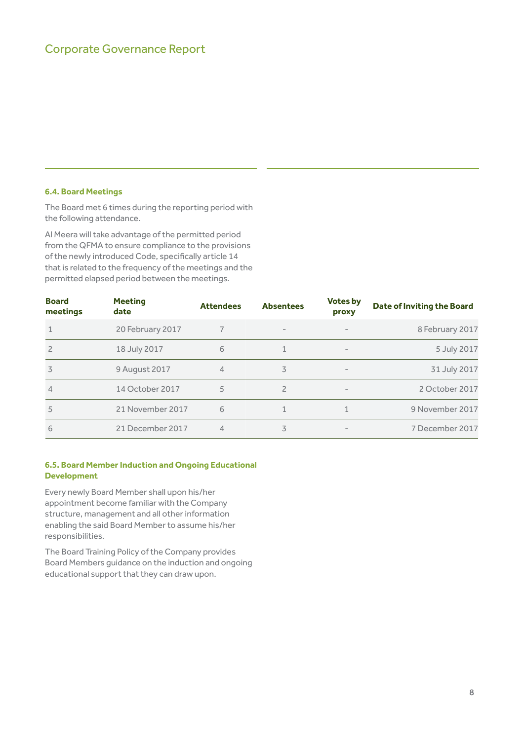### 6.4. Board Meetings

The Board met 6 times during the reporting period with the following attendance.

Al Meera will take advantage of the permitted period from the QFMA to ensure compliance to the provisions of the newly introduced Code, specifically article 14 that is related to the frequency of the meetings and the permitted elapsed period between the meetings.

| Board meetings | Meeting date | Attendees | Absentees | Votes by proxy | Date of Inviting the Board |
|---|---|---|---|---|---|
| 1 | 20 February 2017 | 7 | - | - | 8 February 2017 |
| 2 | 18 July 2017 | 6 | 1 | - | 5 July 2017 |
| 3 | 9 August 2017 | 4 | 3 | - | 31 July 2017 |
| 4 | 14 October 2017 | 5 | 2 | - | 2 October 2017 |
| 5 | 21 November 2017 | 6 | 1 | 1 | 9 November 2017 |
| 6 | 21 December 2017 | 4 | 3 | - | 7 December 2017 |

### 6.5. Board Member Induction and Ongoing Educational Development

Every newly Board Member shall upon his/her appointment become familiar with the Company structure, management and all other information enabling the said Board Member to assume his/her responsibilities.

The Board Training Policy of the Company provides Board Members guidance on the induction and ongoing educational support that they can draw upon.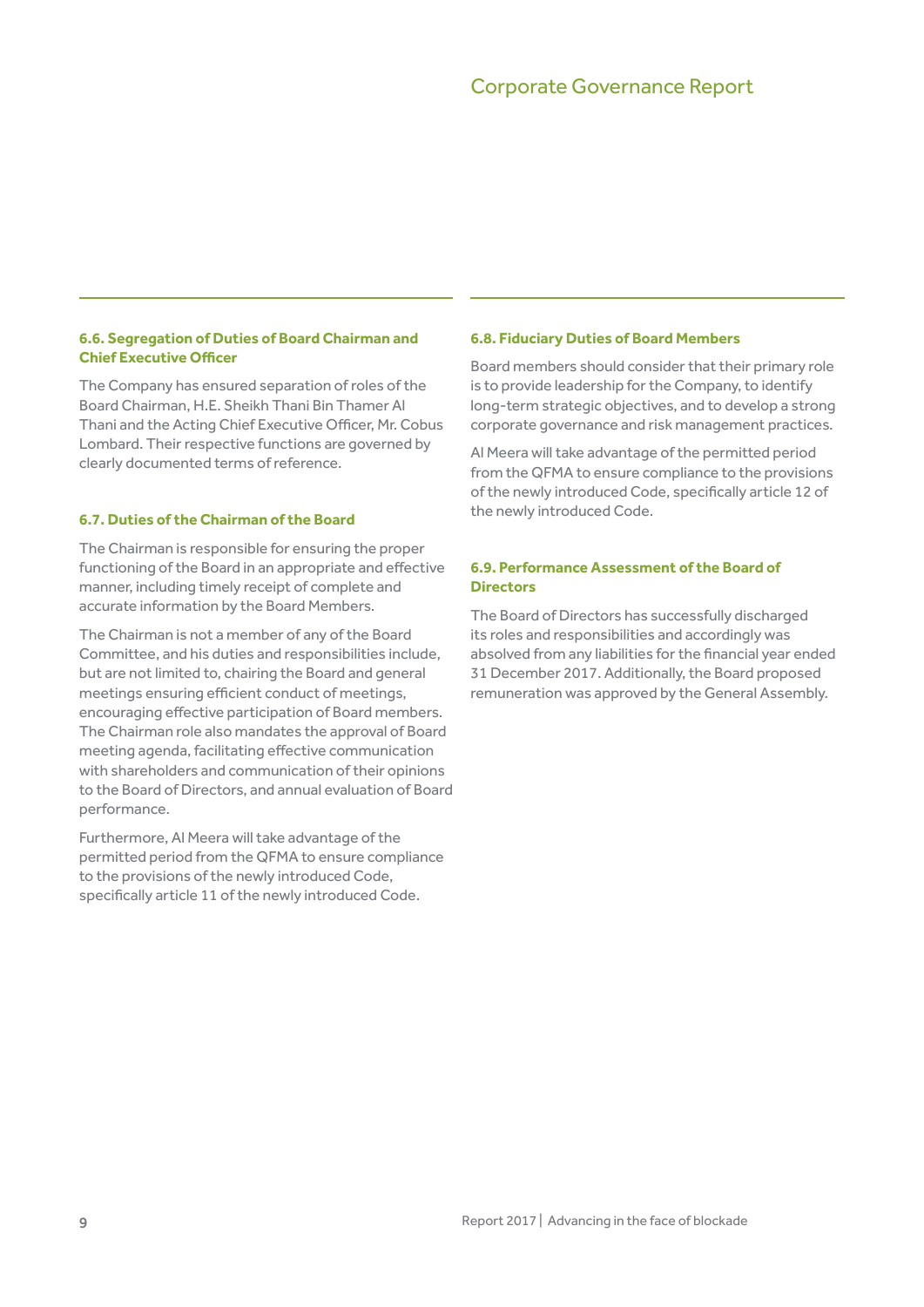### 6.6. Segregation of Duties of Board Chairman and Chief Executive Officer

The Company has ensured separation of roles of the Board Chairman, H.E. Sheikh Thani Bin Thamer Al Thani and the Acting Chief Executive Officer, Mr. Cobus Lombard. Their respective functions are governed by clearly documented terms of reference.

### 6.7. Duties of the Chairman of the Board

The Chairman is responsible for ensuring the proper functioning of the Board in an appropriate and effective manner, including timely receipt of complete and accurate information by the Board Members.

The Chairman is not a member of any of the Board Committee, and his duties and responsibilities include, but are not limited to, chairing the Board and general meetings ensuring efficient conduct of meetings, encouraging effective participation of Board members. The Chairman role also mandates the approval of Board meeting agenda, facilitating effective communication with shareholders and communication of their opinions to the Board of Directors, and annual evaluation of Board performance.

Furthermore, Al Meera will take advantage of the permitted period from the QFMA to ensure compliance to the provisions of the newly introduced Code, specifically article 11 of the newly introduced Code.

### 6.8. Fiduciary Duties of Board Members

Board members should consider that their primary role is to provide leadership for the Company, to identify long-term strategic objectives, and to develop a strong corporate governance and risk management practices.

Al Meera will take advantage of the permitted period from the QFMA to ensure compliance to the provisions of the newly introduced Code, specifically article 12 of the newly introduced Code.

### 6.9. Performance Assessment of the Board of Directors

The Board of Directors has successfully discharged its roles and responsibilities and accordingly was absolved from any liabilities for the financial year ended 31 December 2017. Additionally, the Board proposed remuneration was approved by the General Assembly.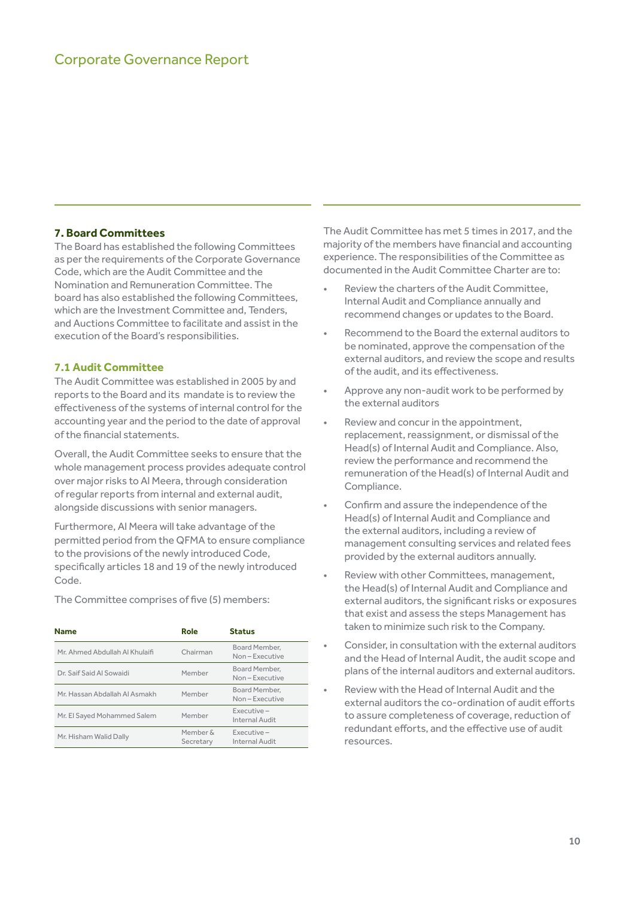## 7. Board Committees

The Board has established the following Committees as per the requirements of the Corporate Governance Code, which are the Audit Committee and the Nomination and Remuneration Committee. The board has also established the following Committees, which are the Investment Committee and, Tenders, and Auctions Committee to facilitate and assist in the execution of the Board's responsibilities.

### 7.1 Audit Committee

The Audit Committee was established in 2005 by and reports to the Board and its mandate is to review the effectiveness of the systems of internal control for the accounting year and the period to the date of approval of the financial statements.

Overall, the Audit Committee seeks to ensure that the whole management process provides adequate control over major risks to Al Meera, through consideration of regular reports from internal and external audit, alongside discussions with senior managers.

Furthermore, Al Meera will take advantage of the permitted period from the QFMA to ensure compliance to the provisions of the newly introduced Code, specifically articles 18 and 19 of the newly introduced Code.

The Committee comprises of five (5) members:

| Name | Role | Status |
|---|---|---|
| Mr. Ahmed Abdullah Al Khulaifi | Chairman | Board Member, Non – Executive |
| Dr. Saif Said Al Sowaidi | Member | Board Member, Non – Executive |
| Mr. Hassan Abdallah Al Asmakh | Member | Board Member, Non – Executive |
| Mr. El Sayed Mohammed Salem | Member | Executive – Internal Audit |
| Mr. Hisham Walid Dally | Member & Secretary | Executive – Internal Audit |

The Audit Committee has met 5 times in 2017, and the majority of the members have financial and accounting experience. The responsibilities of the Committee as documented in the Audit Committee Charter are to:

- Review the charters of the Audit Committee, Internal Audit and Compliance annually and recommend changes or updates to the Board.
- Recommend to the Board the external auditors to be nominated, approve the compensation of the external auditors, and review the scope and results of the audit, and its effectiveness.
- Approve any non-audit work to be performed by the external auditors
- Review and concur in the appointment, replacement, reassignment, or dismissal of the Head(s) of Internal Audit and Compliance. Also, review the performance and recommend the remuneration of the Head(s) of Internal Audit and Compliance.
- Confirm and assure the independence of the Head(s) of Internal Audit and Compliance and the external auditors, including a review of management consulting services and related fees provided by the external auditors annually.
- Review with other Committees, management, the Head(s) of Internal Audit and Compliance and external auditors, the significant risks or exposures that exist and assess the steps Management has taken to minimize such risk to the Company.
- Consider, in consultation with the external auditors and the Head of Internal Audit, the audit scope and plans of the internal auditors and external auditors.
- Review with the Head of Internal Audit and the external auditors the co-ordination of audit efforts to assure completeness of coverage, reduction of redundant efforts, and the effective use of audit resources.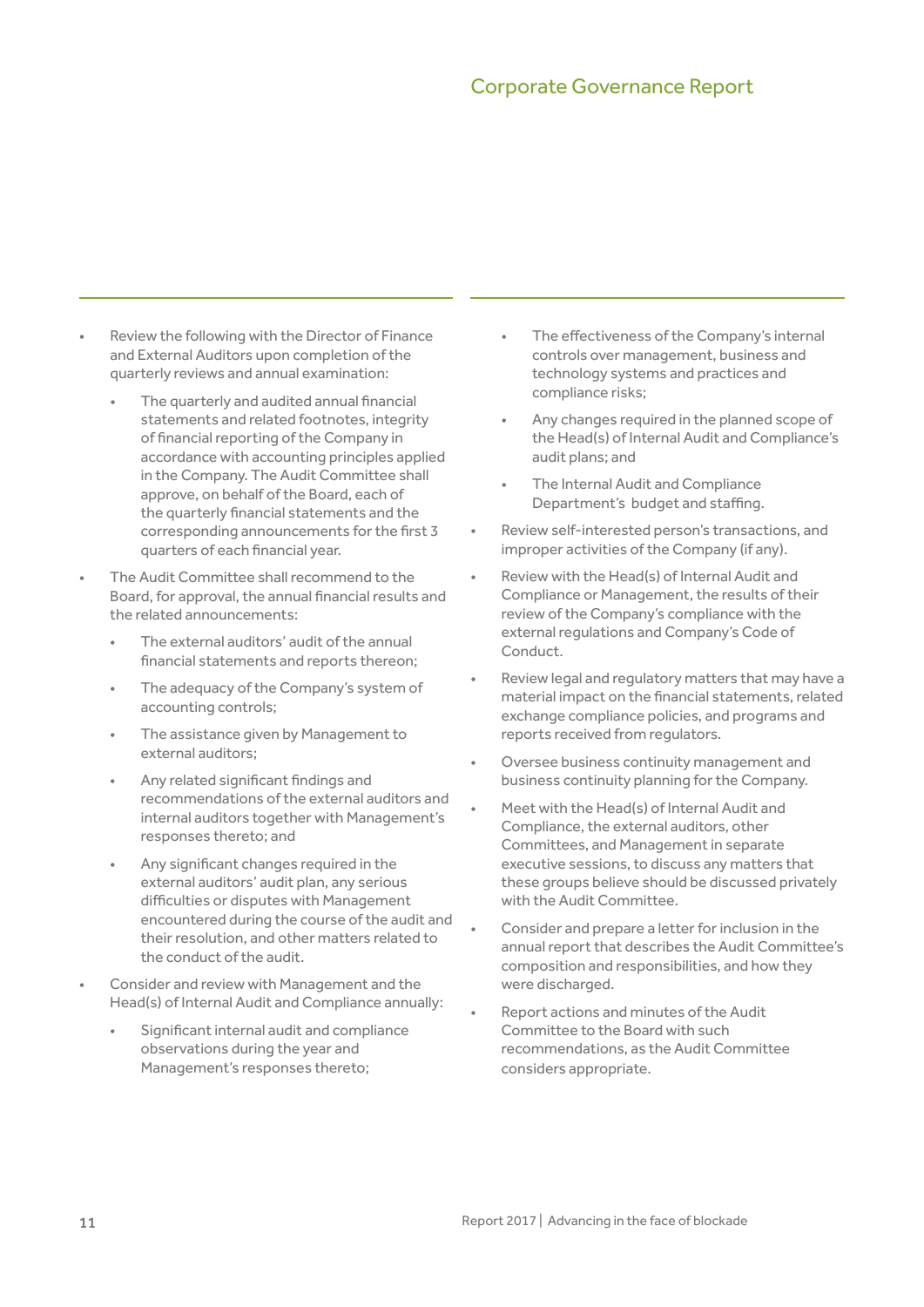- Review the following with the Director of Finance and External Auditors upon completion of the quarterly reviews and annual examination:
    - The quarterly and audited annual financial statements and related footnotes, integrity of financial reporting of the Company in accordance with accounting principles applied in the Company. The Audit Committee shall approve, on behalf of the Board, each of the quarterly financial statements and the corresponding announcements for the first 3 quarters of each financial year.
- The Audit Committee shall recommend to the Board, for approval, the annual financial results and the related announcements:
    - The external auditors' audit of the annual financial statements and reports thereon;
    - The adequacy of the Company's system of accounting controls;
    - The assistance given by Management to external auditors;
    - Any related significant findings and recommendations of the external auditors and internal auditors together with Management's responses thereto; and
    - Any significant changes required in the external auditors' audit plan, any serious difficulties or disputes with Management encountered during the course of the audit and their resolution, and other matters related to the conduct of the audit.
- Consider and review with Management and the Head(s) of Internal Audit and Compliance annually:
    - Significant internal audit and compliance observations during the year and Management's responses thereto;
    - The effectiveness of the Company's internal controls over management, business and technology systems and practices and compliance risks;
    - Any changes required in the planned scope of the Head(s) of Internal Audit and Compliance's audit plans; and
    - The Internal Audit and Compliance Department's budget and staffing.
- Review self-interested person's transactions, and improper activities of the Company (if any).
- Review with the Head(s) of Internal Audit and Compliance or Management, the results of their review of the Company's compliance with the external regulations and Company's Code of Conduct.
- Review legal and regulatory matters that may have a material impact on the financial statements, related exchange compliance policies, and programs and reports received from regulators.
- Oversee business continuity management and business continuity planning for the Company.
- Meet with the Head(s) of Internal Audit and Compliance, the external auditors, other Committees, and Management in separate executive sessions, to discuss any matters that these groups believe should be discussed privately with the Audit Committee.
- Consider and prepare a letter for inclusion in the annual report that describes the Audit Committee's composition and responsibilities, and how they were discharged.
- Report actions and minutes of the Audit Committee to the Board with such recommendations, as the Audit Committee considers appropriate.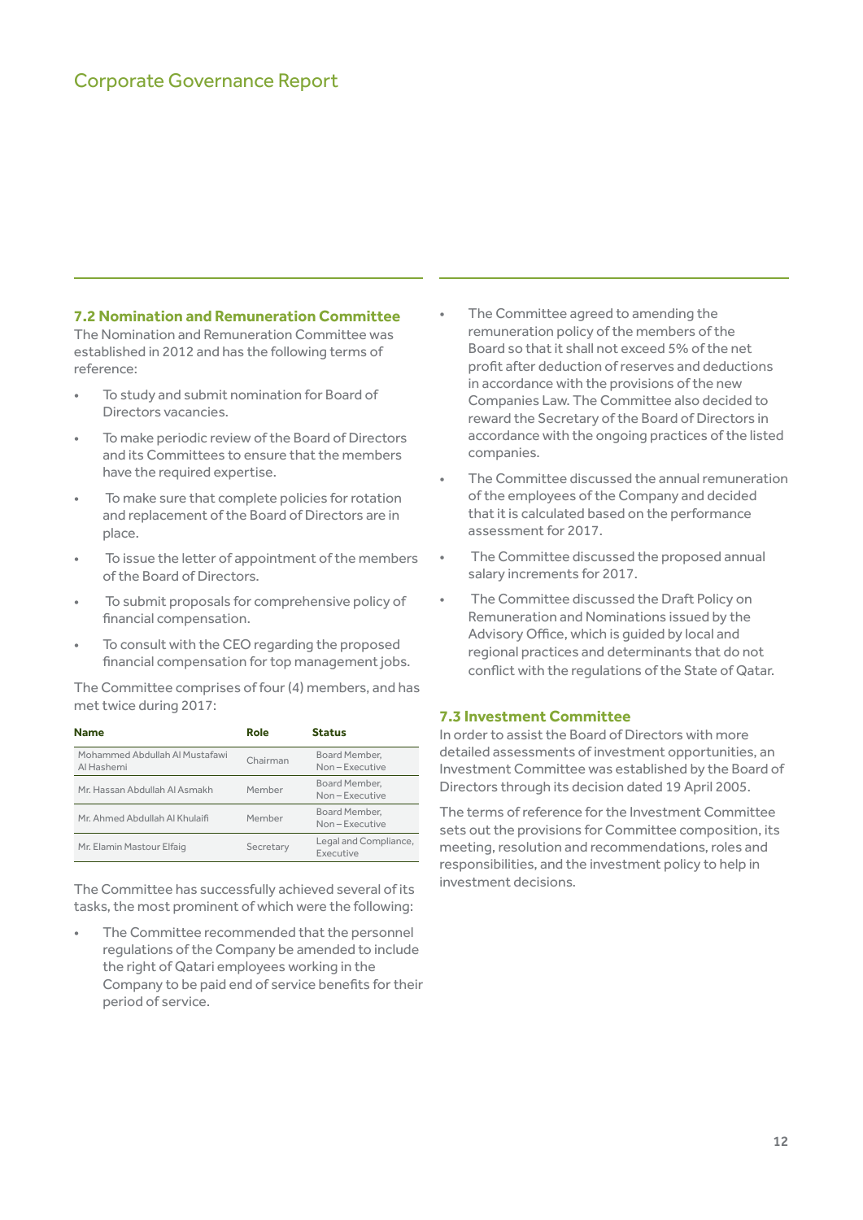## 7.2 Nomination and Remuneration Committee

The Nomination and Remuneration Committee was established in 2012 and has the following terms of reference:

- To study and submit nomination for Board of Directors vacancies.
- To make periodic review of the Board of Directors and its Committees to ensure that the members have the required expertise.
- To make sure that complete policies for rotation and replacement of the Board of Directors are in place.
- To issue the letter of appointment of the members of the Board of Directors.
- To submit proposals for comprehensive policy of financial compensation.
- To consult with the CEO regarding the proposed financial compensation for top management jobs.

The Committee comprises of four (4) members, and has met twice during 2017:

| Name | Role | Status |
|---|---|---|
| Mohammed Abdullah Al Mustafawi Al Hashemi | Chairman | Board Member, Non – Executive |
| Mr. Hassan Abdullah Al Asmakh | Member | Board Member, Non – Executive |
| Mr. Ahmed Abdullah Al Khulaifi | Member | Board Member, Non – Executive |
| Mr. Elamin Mastour Elfaig | Secretary | Legal and Compliance, Executive |

The Committee has successfully achieved several of its tasks, the most prominent of which were the following:

- The Committee recommended that the personnel regulations of the Company be amended to include the right of Qatari employees working in the Company to be paid end of service benefits for their period of service.
- The Committee agreed to amending the remuneration policy of the members of the Board so that it shall not exceed 5% of the net profit after deduction of reserves and deductions in accordance with the provisions of the new Companies Law. The Committee also decided to reward the Secretary of the Board of Directors in accordance with the ongoing practices of the listed companies.
- The Committee discussed the annual remuneration of the employees of the Company and decided that it is calculated based on the performance assessment for 2017.
- The Committee discussed the proposed annual salary increments for 2017.
- The Committee discussed the Draft Policy on Remuneration and Nominations issued by the Advisory Office, which is guided by local and regional practices and determinants that do not conflict with the regulations of the State of Qatar.

## 7.3 Investment Committee

In order to assist the Board of Directors with more detailed assessments of investment opportunities, an Investment Committee was established by the Board of Directors through its decision dated 19 April 2005.

The terms of reference for the Investment Committee sets out the provisions for Committee composition, its meeting, resolution and recommendations, roles and responsibilities, and the investment policy to help in investment decisions.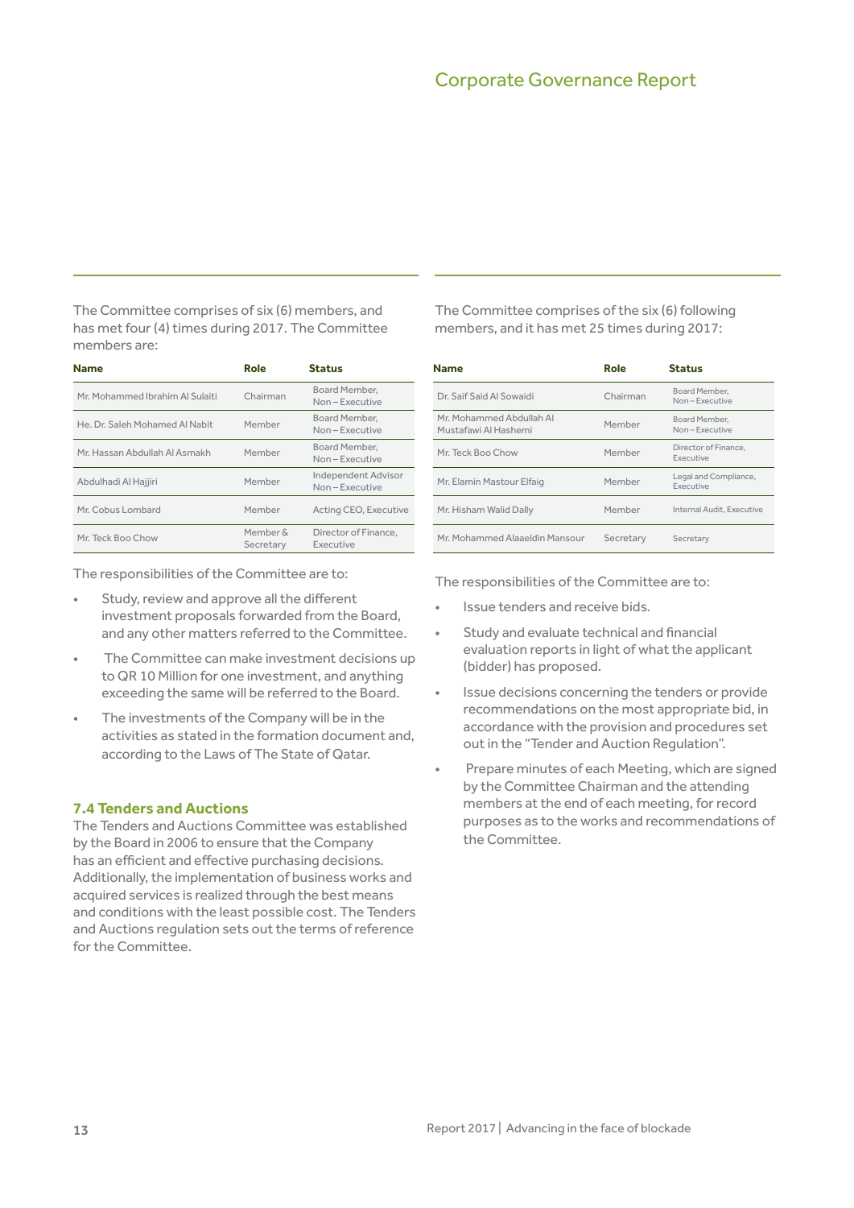The Committee comprises of six (6) members, and has met four (4) times during 2017. The Committee members are:

| Name | Role | Status |
|---|---|---|
| Mr. Mohammed Ibrahim Al Sulaiti | Chairman | Board Member, Non – Executive |
| He. Dr. Saleh Mohamed Al Nabit | Member | Board Member, Non – Executive |
| Mr. Hassan Abdullah Al Asmakh | Member | Board Member, Non – Executive |
| Abdulhadi Al Hajjiri | Member | Independent Advisor Non – Executive |
| Mr. Cobus Lombard | Member | Acting CEO, Executive |
| Mr. Teck Boo Chow | Member & Secretary | Director of Finance, Executive |

The responsibilities of the Committee are to:

- Study, review and approve all the different investment proposals forwarded from the Board, and any other matters referred to the Committee.
- The Committee can make investment decisions up to QR 10 Million for one investment, and anything exceeding the same will be referred to the Board.
- The investments of the Company will be in the activities as stated in the formation document and, according to the Laws of The State of Qatar.

### 7.4 Tenders and Auctions

The Tenders and Auctions Committee was established by the Board in 2006 to ensure that the Company has an efficient and effective purchasing decisions. Additionally, the implementation of business works and acquired services is realized through the best means and conditions with the least possible cost. The Tenders and Auctions regulation sets out the terms of reference for the Committee.

The Committee comprises of the six (6) following members, and it has met 25 times during 2017:

| Name | Role | Status |
|---|---|---|
| Dr. Saif Said Al Sowaidi | Chairman | Board Member, Non – Executive |
| Mr. Mohammed Abdullah Al Mustafawi Al Hashemi | Member | Board Member, Non – Executive |
| Mr. Teck Boo Chow | Member | Director of Finance, Executive |
| Mr. Elamin Mastour Elfaig | Member | Legal and Compliance, Executive |
| Mr. Hisham Walid Dally | Member | Internal Audit, Executive |
| Mr. Mohammed Alaaeldin Mansour | Secretary | Secretary |

The responsibilities of the Committee are to:

- Issue tenders and receive bids.
- Study and evaluate technical and financial evaluation reports in light of what the applicant (bidder) has proposed.
- Issue decisions concerning the tenders or provide recommendations on the most appropriate bid, in accordance with the provision and procedures set out in the "Tender and Auction Regulation".
- Prepare minutes of each Meeting, which are signed by the Committee Chairman and the attending members at the end of each meeting, for record purposes as to the works and recommendations of the Committee.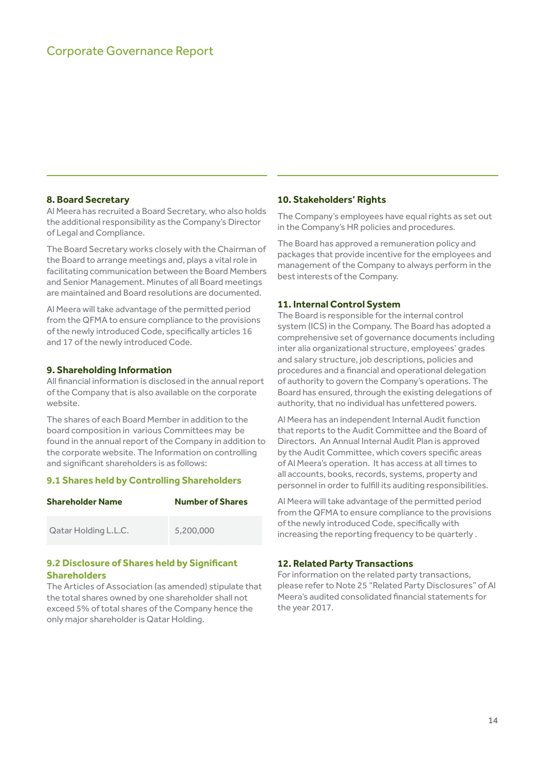# Corporate Governance Report

### 8. Board Secretary

Al Meera has recruited a Board Secretary, who also holds the additional responsibility as the Company's Director of Legal and Compliance.

The Board Secretary works closely with the Chairman of the Board to arrange meetings and, plays a vital role in facilitating communication between the Board Members and Senior Management. Minutes of all Board meetings are maintained and Board resolutions are documented.

Al Meera will take advantage of the permitted period from the QFMA to ensure compliance to the provisions of the newly introduced Code, specifically articles 16 and 17 of the newly introduced Code.

### 9. Shareholding Information

All financial information is disclosed in the annual report of the Company that is also available on the corporate website.

The shares of each Board Member in addition to the board composition in various Committees may be found in the annual report of the Company in addition to the corporate website. The Information on controlling and significant shareholders is as follows:

#### 9.1 Shares held by Controlling Shareholders

| Shareholder Name | Number of Shares |
|---|---|
| Qatar Holding L.L.C. | 5,200,000 |

#### 9.2 Disclosure of Shares held by Significant Shareholders

The Articles of Association (as amended) stipulate that the total shares owned by one shareholder shall not exceed 5% of total shares of the Company hence the only major shareholder is Qatar Holding.

### 10. Stakeholders' Rights

The Company's employees have equal rights as set out in the Company's HR policies and procedures.

The Board has approved a remuneration policy and packages that provide incentive for the employees and management of the Company to always perform in the best interests of the Company.

### 11. Internal Control System

The Board is responsible for the internal control system (ICS) in the Company. The Board has adopted a comprehensive set of governance documents including inter alia organizational structure, employees' grades and salary structure, job descriptions, policies and procedures and a financial and operational delegation of authority to govern the Company's operations. The Board has ensured, through the existing delegations of authority, that no individual has unfettered powers.

Al Meera has an independent Internal Audit function that reports to the Audit Committee and the Board of Directors. An Annual Internal Audit Plan is approved by the Audit Committee, which covers specific areas of Al Meera's operation. It has access at all times to all accounts, books, records, systems, property and personnel in order to fulfill its auditing responsibilities.

Al Meera will take advantage of the permitted period from the QFMA to ensure compliance to the provisions of the newly introduced Code, specifically with increasing the reporting frequency to be quarterly .

### 12. Related Party Transactions

For information on the related party transactions, please refer to Note 25 "Related Party Disclosures" of Al Meera's audited consolidated financial statements for the year 2017.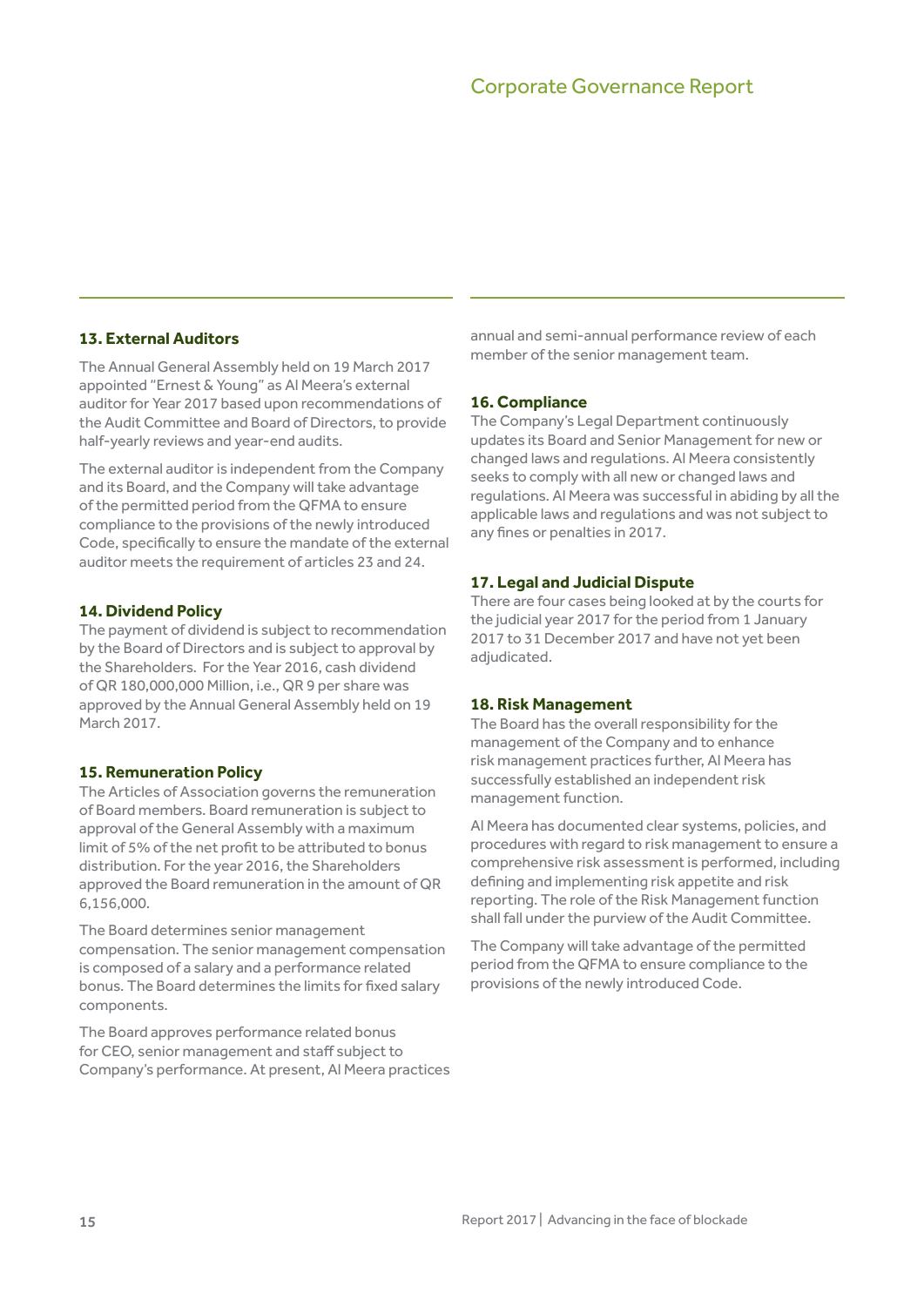## 13. External Auditors

The Annual General Assembly held on 19 March 2017 appointed "Ernest & Young" as Al Meera's external auditor for Year 2017 based upon recommendations of the Audit Committee and Board of Directors, to provide half-yearly reviews and year-end audits.

The external auditor is independent from the Company and its Board, and the Company will take advantage of the permitted period from the QFMA to ensure compliance to the provisions of the newly introduced Code, specifically to ensure the mandate of the external auditor meets the requirement of articles 23 and 24.

## 14. Dividend Policy

The payment of dividend is subject to recommendation by the Board of Directors and is subject to approval by the Shareholders. For the Year 2016, cash dividend of QR 180,000,000 Million, i.e., QR 9 per share was approved by the Annual General Assembly held on 19 March 2017.

## 15. Remuneration Policy

The Articles of Association governs the remuneration of Board members. Board remuneration is subject to approval of the General Assembly with a maximum limit of 5% of the net profit to be attributed to bonus distribution. For the year 2016, the Shareholders approved the Board remuneration in the amount of QR 6,156,000.

The Board determines senior management compensation. The senior management compensation is composed of a salary and a performance related bonus. The Board determines the limits for fixed salary components.

The Board approves performance related bonus for CEO, senior management and staff subject to Company's performance. At present, Al Meera practices annual and semi-annual performance review of each member of the senior management team.

## 16. Compliance

The Company's Legal Department continuously updates its Board and Senior Management for new or changed laws and regulations. Al Meera consistently seeks to comply with all new or changed laws and regulations. Al Meera was successful in abiding by all the applicable laws and regulations and was not subject to any fines or penalties in 2017.

## 17. Legal and Judicial Dispute

There are four cases being looked at by the courts for the judicial year 2017 for the period from 1 January 2017 to 31 December 2017 and have not yet been adjudicated.

## 18. Risk Management

The Board has the overall responsibility for the management of the Company and to enhance risk management practices further, Al Meera has successfully established an independent risk management function.

Al Meera has documented clear systems, policies, and procedures with regard to risk management to ensure a comprehensive risk assessment is performed, including defining and implementing risk appetite and risk reporting. The role of the Risk Management function shall fall under the purview of the Audit Committee.

The Company will take advantage of the permitted period from the QFMA to ensure compliance to the provisions of the newly introduced Code.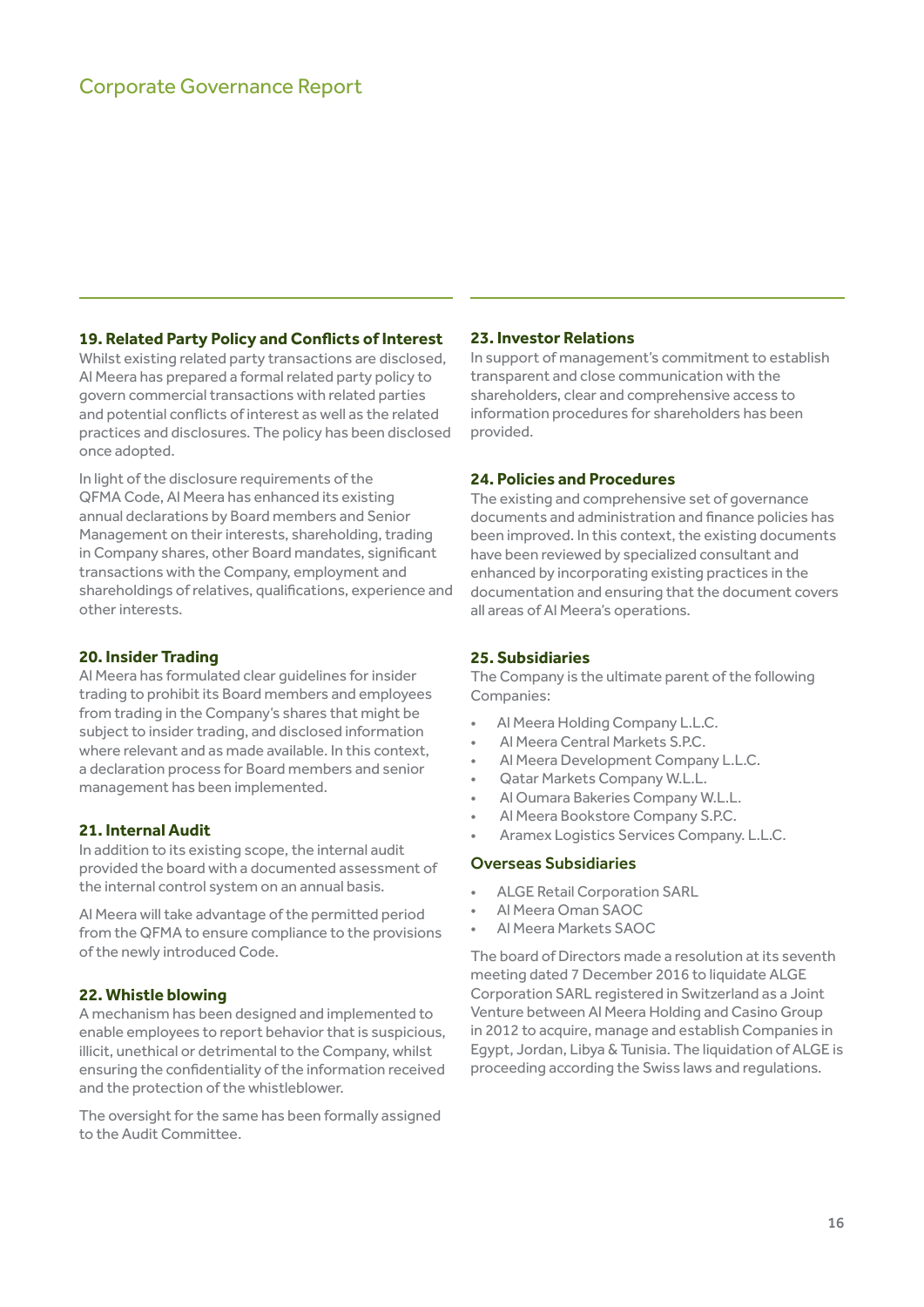# Corporate Governance Report

### 19. Related Party Policy and Conflicts of Interest

Whilst existing related party transactions are disclosed, Al Meera has prepared a formal related party policy to govern commercial transactions with related parties and potential conflicts of interest as well as the related practices and disclosures. The policy has been disclosed once adopted.

In light of the disclosure requirements of the QFMA Code, Al Meera has enhanced its existing annual declarations by Board members and Senior Management on their interests, shareholding, trading in Company shares, other Board mandates, significant transactions with the Company, employment and shareholdings of relatives, qualifications, experience and other interests.

### 20. Insider Trading

Al Meera has formulated clear guidelines for insider trading to prohibit its Board members and employees from trading in the Company's shares that might be subject to insider trading, and disclosed information where relevant and as made available. In this context, a declaration process for Board members and senior management has been implemented.

### 21. Internal Audit

In addition to its existing scope, the internal audit provided the board with a documented assessment of the internal control system on an annual basis.

Al Meera will take advantage of the permitted period from the QFMA to ensure compliance to the provisions of the newly introduced Code.

### 22. Whistle blowing

A mechanism has been designed and implemented to enable employees to report behavior that is suspicious, illicit, unethical or detrimental to the Company, whilst ensuring the confidentiality of the information received and the protection of the whistleblower.

The oversight for the same has been formally assigned to the Audit Committee.

### 23. Investor Relations

In support of management's commitment to establish transparent and close communication with the shareholders, clear and comprehensive access to information procedures for shareholders has been provided.

### 24. Policies and Procedures

The existing and comprehensive set of governance documents and administration and finance policies has been improved. In this context, the existing documents have been reviewed by specialized consultant and enhanced by incorporating existing practices in the documentation and ensuring that the document covers all areas of Al Meera's operations.

### 25. Subsidiaries

The Company is the ultimate parent of the following Companies:

- Al Meera Holding Company L.L.C.
- Al Meera Central Markets S.P.C.
- Al Meera Development Company L.L.C.
- Qatar Markets Company W.L.L.
- Al Oumara Bakeries Company W.L.L.
- Al Meera Bookstore Company S.P.C.
- Aramex Logistics Services Company. L.L.C.

### Overseas Subsidiaries

- ALGE Retail Corporation SARL
- Al Meera Oman SAOC
- Al Meera Markets SAOC

The board of Directors made a resolution at its seventh meeting dated 7 December 2016 to liquidate ALGE Corporation SARL registered in Switzerland as a Joint Venture between Al Meera Holding and Casino Group in 2012 to acquire, manage and establish Companies in Egypt, Jordan, Libya & Tunisia. The liquidation of ALGE is proceeding according the Swiss laws and regulations.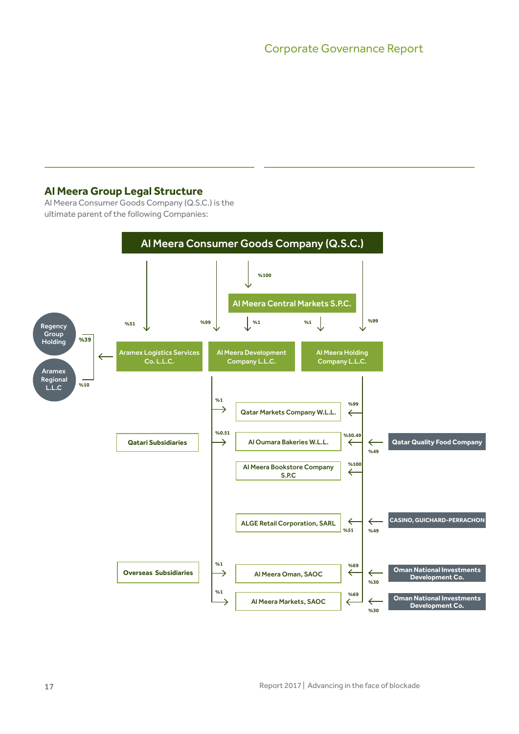## Al Meera Group Legal Structure

Al Meera Consumer Goods Company (Q.S.C.) is the ultimate parent of the following Companies:

**Al Meera Consumer Goods Company (Q.S.C.)**

- %100 → Al Meera Central Markets S.P.C.
- %51 → Aramex Logistics Services Co. L.L.C.
- %99 → Al Meera Development Company L.L.C.
- %99 → Al Meera Holding Company L.L.C.

**Al Meera Central Markets S.P.C.**

- %1 → Al Meera Development Company L.L.C.
- %1 → Al Meera Holding Company L.L.C.

**Aramex Logistics Services Co. L.L.C.**

- Regency Group Holding: %39
- Aramex Regional L.L.C: %10

**Qatari Subsidiaries**

| Company | Al Meera Development Company L.L.C. | Al Meera Holding Company L.L.C. | Other Shareholder |
|---|---|---|---|
| Qatar Markets Company W.L.L. | %1 | %99 | |
| Al Oumara Bakeries W.L.L. | %0.51 | %50.49 | Qatar Quality Food Company %49 |
| Al Meera Bookstore Company S.P.C | | %100 | |
| ALGE Retail Corporation, SARL | | %51 | CASINO, GUICHARD-PERRACHON %49 |

**Overseas Subsidiaries**

| Company | Al Meera Development Company L.L.C. | Al Meera Holding Company L.L.C. | Other Shareholder |
|---|---|---|---|
| Al Meera Oman, SAOC | %1 | %69 | Oman National Investments Development Co. %30 |
| Al Meera Markets, SAOC | %1 | %69 | Oman National Investments Development Co. %30 |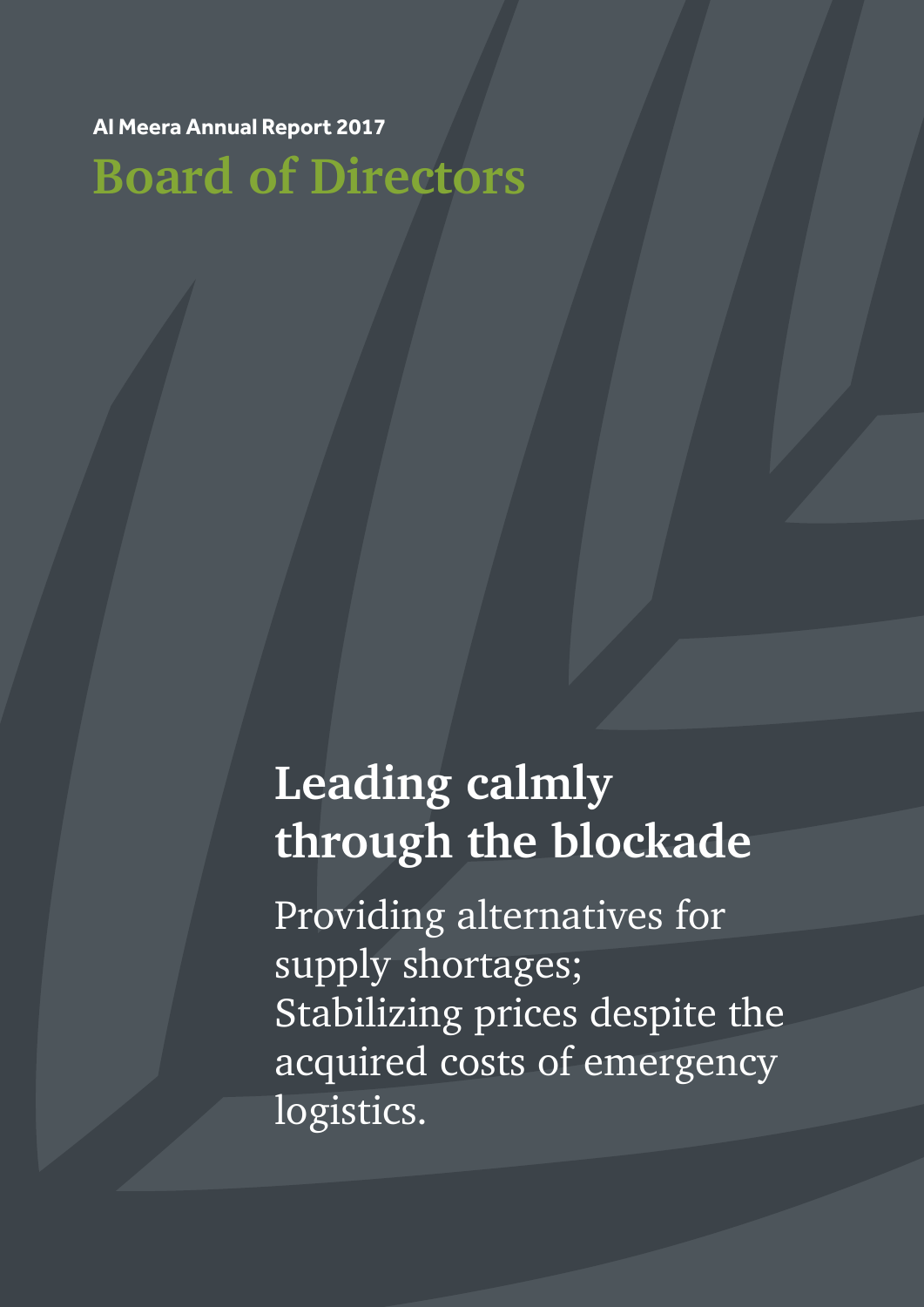Al Meera Annual Report 2017

# Board of Directors

## Leading calmly through the blockade

Providing alternatives for supply shortages;
Stabilizing prices despite the acquired costs of emergency logistics.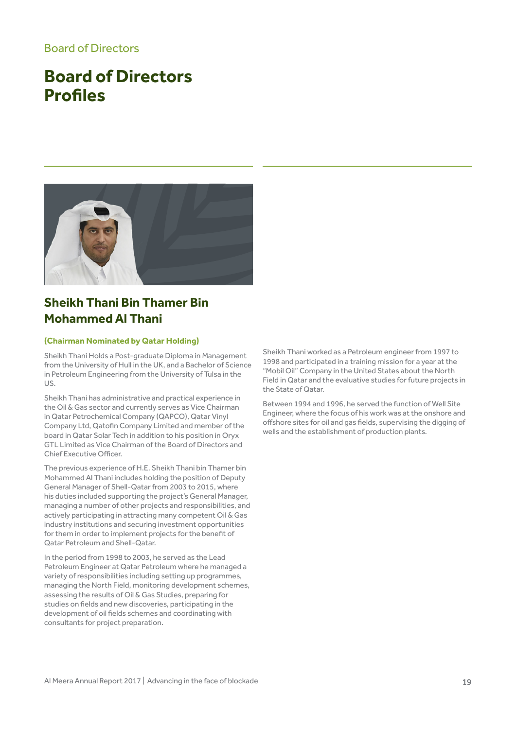Board of Directors

# Board of Directors Profiles

## Sheikh Thani Bin Thamer Bin Mohammed Al Thani

**(Chairman Nominated by Qatar Holding)**

Sheikh Thani Holds a Post-graduate Diploma in Management from the University of Hull in the UK, and a Bachelor of Science in Petroleum Engineering from the University of Tulsa in the US.

Sheikh Thani has administrative and practical experience in the Oil & Gas sector and currently serves as Vice Chairman in Qatar Petrochemical Company (QAPCO), Qatar Vinyl Company Ltd, Qatofin Company Limited and member of the board in Qatar Solar Tech in addition to his position in Oryx GTL Limited as Vice Chairman of the Board of Directors and Chief Executive Officer.

The previous experience of H.E. Sheikh Thani bin Thamer bin Mohammed Al Thani includes holding the position of Deputy General Manager of Shell-Qatar from 2003 to 2015, where his duties included supporting the project's General Manager, managing a number of other projects and responsibilities, and actively participating in attracting many competent Oil & Gas industry institutions and securing investment opportunities for them in order to implement projects for the benefit of Qatar Petroleum and Shell-Qatar.

In the period from 1998 to 2003, he served as the Lead Petroleum Engineer at Qatar Petroleum where he managed a variety of responsibilities including setting up programmes, managing the North Field, monitoring development schemes, assessing the results of Oil & Gas Studies, preparing for studies on fields and new discoveries, participating in the development of oil fields schemes and coordinating with consultants for project preparation.

Sheikh Thani worked as a Petroleum engineer from 1997 to 1998 and participated in a training mission for a year at the "Mobil Oil" Company in the United States about the North Field in Qatar and the evaluative studies for future projects in the State of Qatar.

Between 1994 and 1996, he served the function of Well Site Engineer, where the focus of his work was at the onshore and offshore sites for oil and gas fields, supervising the digging of wells and the establishment of production plants.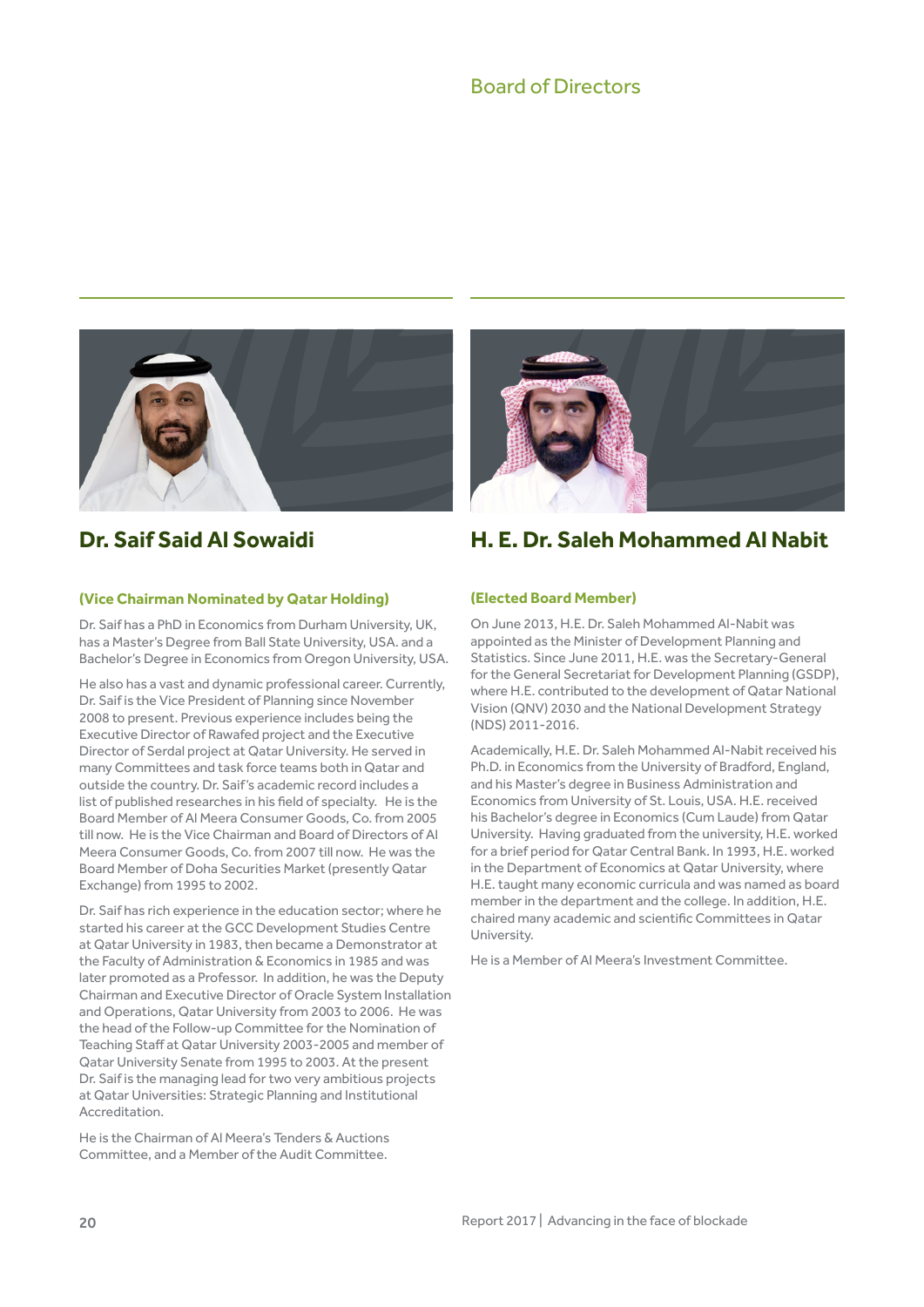# Board of Directors

## Dr. Saif Said Al Sowaidi

**(Vice Chairman Nominated by Qatar Holding)**

Dr. Saif has a PhD in Economics from Durham University, UK, has a Master's Degree from Ball State University, USA. and a Bachelor's Degree in Economics from Oregon University, USA.

He also has a vast and dynamic professional career. Currently, Dr. Saif is the Vice President of Planning since November 2008 to present. Previous experience includes being the Executive Director of Rawafed project and the Executive Director of Serdal project at Qatar University. He served in many Committees and task force teams both in Qatar and outside the country. Dr. Saif's academic record includes a list of published researches in his field of specialty. He is the Board Member of Al Meera Consumer Goods, Co. from 2005 till now. He is the Vice Chairman and Board of Directors of Al Meera Consumer Goods, Co. from 2007 till now. He was the Board Member of Doha Securities Market (presently Qatar Exchange) from 1995 to 2002.

Dr. Saif has rich experience in the education sector; where he started his career at the GCC Development Studies Centre at Qatar University in 1983, then became a Demonstrator at the Faculty of Administration & Economics in 1985 and was later promoted as a Professor. In addition, he was the Deputy Chairman and Executive Director of Oracle System Installation and Operations, Qatar University from 2003 to 2006. He was the head of the Follow-up Committee for the Nomination of Teaching Staff at Qatar University 2003-2005 and member of Qatar University Senate from 1995 to 2003. At the present Dr. Saif is the managing lead for two very ambitious projects at Qatar Universities: Strategic Planning and Institutional Accreditation.

He is the Chairman of Al Meera's Tenders & Auctions Committee, and a Member of the Audit Committee.

## H. E. Dr. Saleh Mohammed Al Nabit

**(Elected Board Member)**

On June 2013, H.E. Dr. Saleh Mohammed Al-Nabit was appointed as the Minister of Development Planning and Statistics. Since June 2011, H.E. was the Secretary-General for the General Secretariat for Development Planning (GSDP), where H.E. contributed to the development of Qatar National Vision (QNV) 2030 and the National Development Strategy (NDS) 2011-2016.

Academically, H.E. Dr. Saleh Mohammed Al-Nabit received his Ph.D. in Economics from the University of Bradford, England, and his Master's degree in Business Administration and Economics from University of St. Louis, USA. H.E. received his Bachelor's degree in Economics (Cum Laude) from Qatar University. Having graduated from the university, H.E. worked for a brief period for Qatar Central Bank. In 1993, H.E. worked in the Department of Economics at Qatar University, where H.E. taught many economic curricula and was named as board member in the department and the college. In addition, H.E. chaired many academic and scientific Committees in Qatar University.

He is a Member of Al Meera's Investment Committee.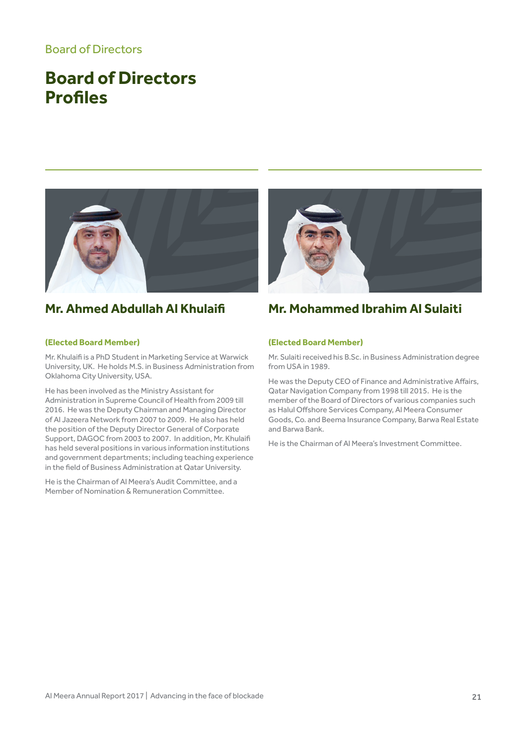Board of Directors

# Board of Directors Profiles

## Mr. Ahmed Abdullah Al Khulaifi

**(Elected Board Member)**

Mr. Khulaifi is a PhD Student in Marketing Service at Warwick University, UK. He holds M.S. in Business Administration from Oklahoma City University, USA.

He has been involved as the Ministry Assistant for Administration in Supreme Council of Health from 2009 till 2016. He was the Deputy Chairman and Managing Director of Al Jazeera Network from 2007 to 2009. He also has held the position of the Deputy Director General of Corporate Support, DAGOC from 2003 to 2007. In addition, Mr. Khulaifi has held several positions in various information institutions and government departments; including teaching experience in the field of Business Administration at Qatar University.

He is the Chairman of Al Meera's Audit Committee, and a Member of Nomination & Remuneration Committee.

## Mr. Mohammed Ibrahim Al Sulaiti

**(Elected Board Member)**

Mr. Sulaiti received his B.Sc. in Business Administration degree from USA in 1989.

He was the Deputy CEO of Finance and Administrative Affairs, Qatar Navigation Company from 1998 till 2015. He is the member of the Board of Directors of various companies such as Halul Offshore Services Company, Al Meera Consumer Goods, Co. and Beema Insurance Company, Barwa Real Estate and Barwa Bank.

He is the Chairman of Al Meera's Investment Committee.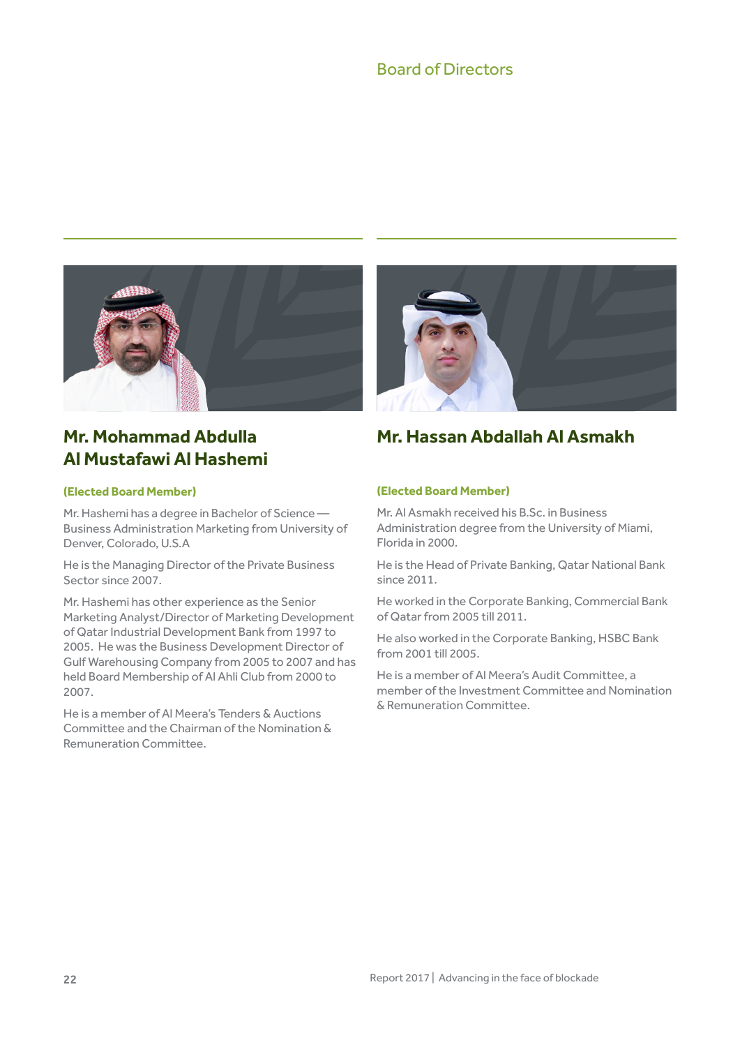## Board of Directors

### Mr. Mohammad Abdulla Al Mustafawi Al Hashemi

**(Elected Board Member)**

Mr. Hashemi has a degree in Bachelor of Science — Business Administration Marketing from University of Denver, Colorado, U.S.A

He is the Managing Director of the Private Business Sector since 2007.

Mr. Hashemi has other experience as the Senior Marketing Analyst/Director of Marketing Development of Qatar Industrial Development Bank from 1997 to 2005. He was the Business Development Director of Gulf Warehousing Company from 2005 to 2007 and has held Board Membership of Al Ahli Club from 2000 to 2007.

He is a member of Al Meera's Tenders & Auctions Committee and the Chairman of the Nomination & Remuneration Committee.

### Mr. Hassan Abdallah Al Asmakh

**(Elected Board Member)**

Mr. Al Asmakh received his B.Sc. in Business Administration degree from the University of Miami, Florida in 2000.

He is the Head of Private Banking, Qatar National Bank since 2011.

He worked in the Corporate Banking, Commercial Bank of Qatar from 2005 till 2011.

He also worked in the Corporate Banking, HSBC Bank from 2001 till 2005.

He is a member of Al Meera's Audit Committee, a member of the Investment Committee and Nomination & Remuneration Committee.